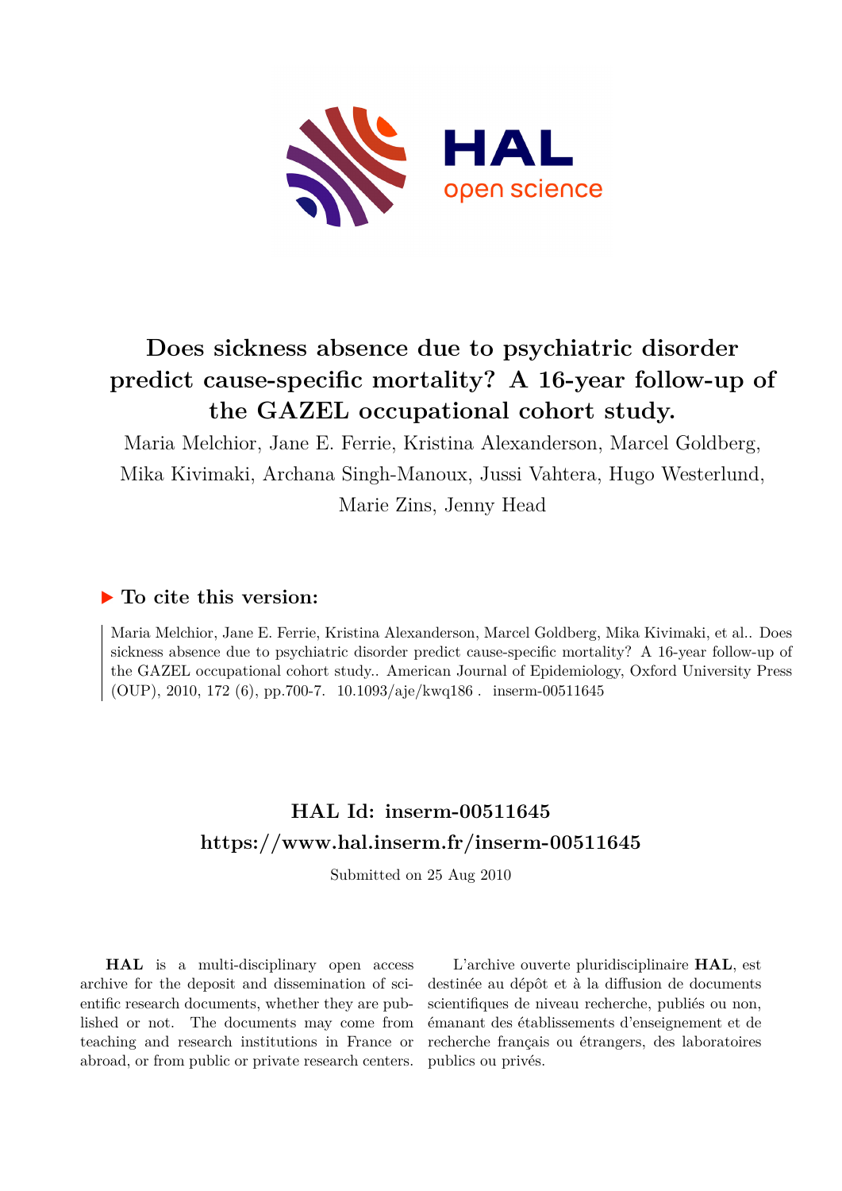# Does sickness absence due to psychiatric disorder predict cause-specific mortality? A 16-year follow-up of the GAZEL occupational cohort study.

Maria Melchior, Jane E. Ferrie, Kristina Alexanderson, Marcel Goldberg, Mika Kivimaki, Archana Singh-Manoux, Jussi Vahtera, Hugo Westerlund, Marie Zins, Jenny Head

### ▶ To cite this version:

Maria Melchior, Jane E. Ferrie, Kristina Alexanderson, Marcel Goldberg, Mika Kivimaki, et al.. Does sickness absence due to psychiatric disorder predict cause-specific mortality? A 16-year follow-up of the GAZEL occupational cohort study.. American Journal of Epidemiology, Oxford University Press (OUP), 2010, 172 (6), pp.700-7. 10.1093/aje/kwq186 . inserm-00511645

## HAL Id: inserm-00511645
## https://www.hal.inserm.fr/inserm-00511645

Submitted on 25 Aug 2010

**HAL** is a multi-disciplinary open access archive for the deposit and dissemination of scientific research documents, whether they are published or not. The documents may come from teaching and research institutions in France or abroad, or from public or private research centers.

L'archive ouverte pluridisciplinaire **HAL**, est destinée au dépôt et à la diffusion de documents scientifiques de niveau recherche, publiés ou non, émanant des établissements d'enseignement et de recherche français ou étrangers, des laboratoires publics ou privés.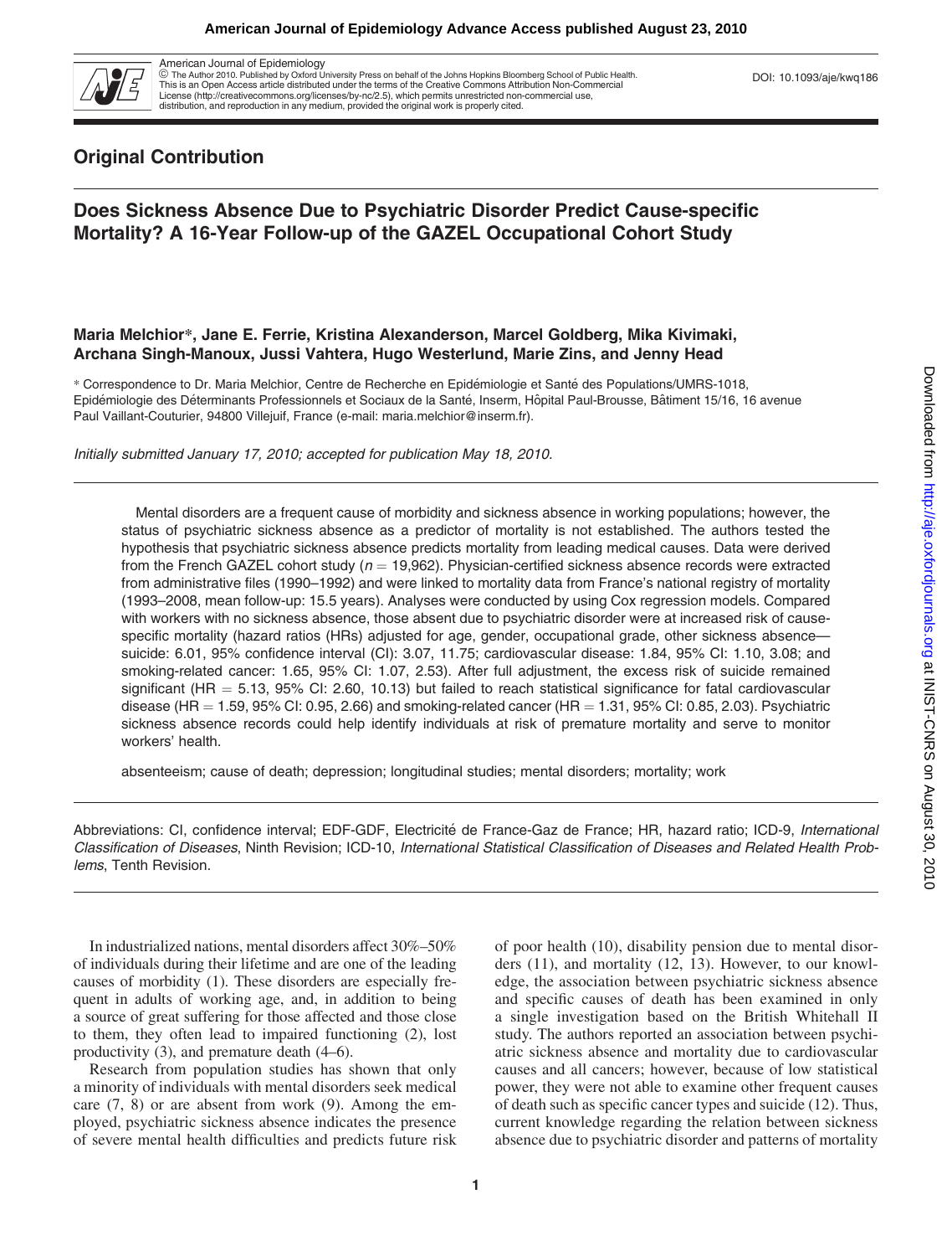## Original Contribution

# Does Sickness Absence Due to Psychiatric Disorder Predict Cause-specific Mortality? A 16-Year Follow-up of the GAZEL Occupational Cohort Study

**Maria Melchior*, Jane E. Ferrie, Kristina Alexanderson, Marcel Goldberg, Mika Kivimaki, Archana Singh-Manoux, Jussi Vahtera, Hugo Westerlund, Marie Zins, and Jenny Head**

* Correspondence to Dr. Maria Melchior, Centre de Recherche en Epidémiologie et Santé des Populations/UMRS-1018, Epidémiologie des Déterminants Professionnels et Sociaux de la Santé, Inserm, Hôpital Paul-Brousse, Bâtiment 15/16, 16 avenue Paul Vaillant-Couturier, 94800 Villejuif, France (e-mail: maria.melchior@inserm.fr).

*Initially submitted January 17, 2010; accepted for publication May 18, 2010.*

Mental disorders are a frequent cause of morbidity and sickness absence in working populations; however, the status of psychiatric sickness absence as a predictor of mortality is not established. The authors tested the hypothesis that psychiatric sickness absence predicts mortality from leading medical causes. Data were derived from the French GAZEL cohort study ($n = 19,962$). Physician-certified sickness absence records were extracted from administrative files (1990–1992) and were linked to mortality data from France's national registry of mortality (1993–2008, mean follow-up: 15.5 years). Analyses were conducted by using Cox regression models. Compared with workers with no sickness absence, those absent due to psychiatric disorder were at increased risk of cause-specific mortality (hazard ratios (HRs) adjusted for age, gender, occupational grade, other sickness absence—suicide: 6.01, 95% confidence interval (CI): 3.07, 11.75; cardiovascular disease: 1.84, 95% CI: 1.10, 3.08; and smoking-related cancer: 1.65, 95% CI: 1.07, 2.53). After full adjustment, the excess risk of suicide remained significant (HR = 5.13, 95% CI: 2.60, 10.13) but failed to reach statistical significance for fatal cardiovascular disease (HR = 1.59, 95% CI: 0.95, 2.66) and smoking-related cancer (HR = 1.31, 95% CI: 0.85, 2.03). Psychiatric sickness absence records could help identify individuals at risk of premature mortality and serve to monitor workers' health.

absenteeism; cause of death; depression; longitudinal studies; mental disorders; mortality; work

Abbreviations: CI, confidence interval; EDF-GDF, Electricité de France-Gaz de France; HR, hazard ratio; ICD-9, *International Classification of Diseases*, Ninth Revision; ICD-10, *International Statistical Classification of Diseases and Related Health Problems*, Tenth Revision.

In industrialized nations, mental disorders affect 30%–50% of individuals during their lifetime and are one of the leading causes of morbidity (1). These disorders are especially frequent in adults of working age, and, in addition to being a source of great suffering for those affected and those close to them, they often lead to impaired functioning (2), lost productivity (3), and premature death (4–6).

Research from population studies has shown that only a minority of individuals with mental disorders seek medical care (7, 8) or are absent from work (9). Among the employed, psychiatric sickness absence indicates the presence of severe mental health difficulties and predicts future risk of poor health (10), disability pension due to mental disorders (11), and mortality (12, 13). However, to our knowledge, the association between psychiatric sickness absence and specific causes of death has been examined in only a single investigation based on the British Whitehall II study. The authors reported an association between psychiatric sickness absence and mortality due to cardiovascular causes and all cancers; however, because of low statistical power, they were not able to examine other frequent causes of death such as specific cancer types and suicide (12). Thus, current knowledge regarding the relation between sickness absence due to psychiatric disorder and patterns of mortality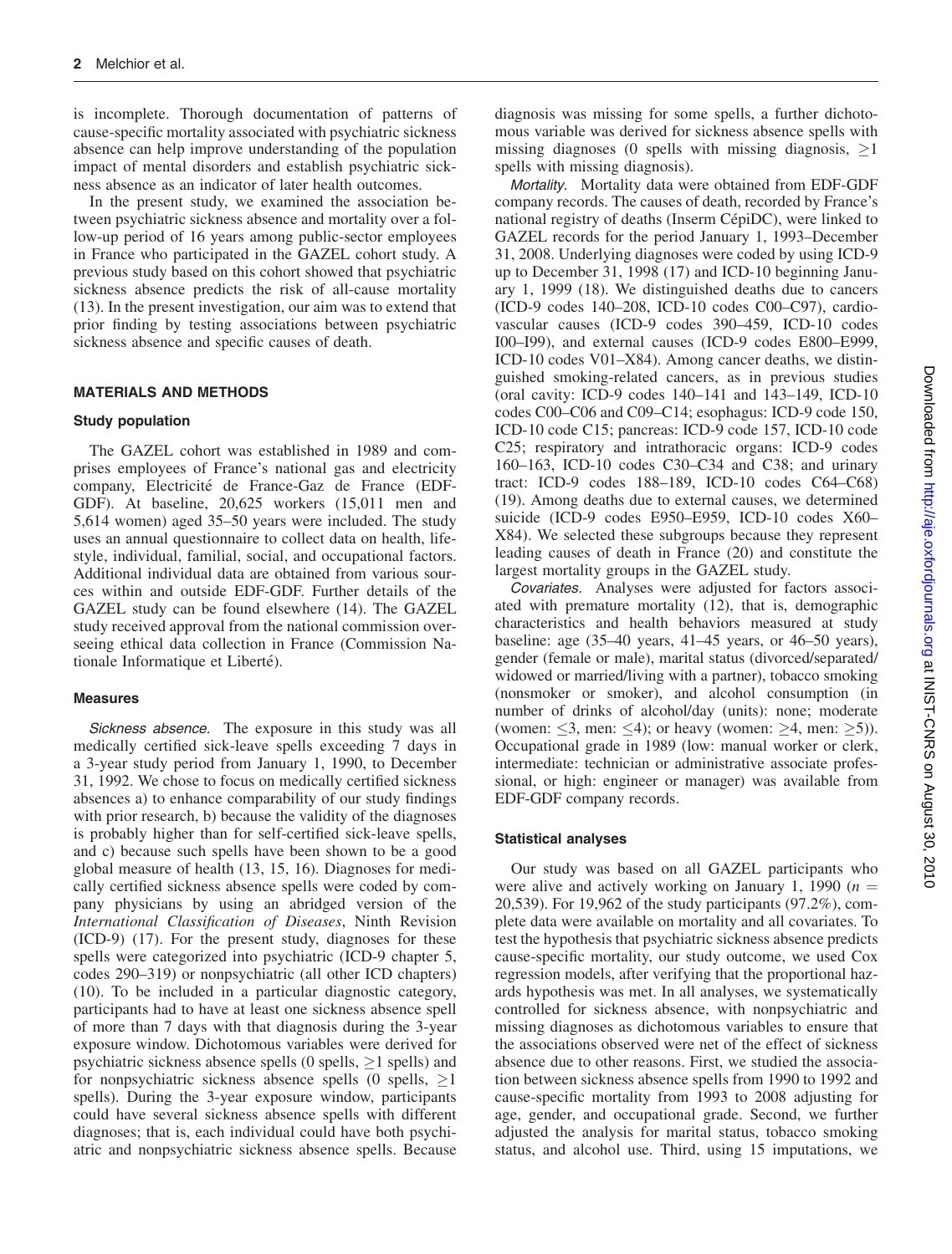is incomplete. Thorough documentation of patterns of cause-specific mortality associated with psychiatric sickness absence can help improve understanding of the population impact of mental disorders and establish psychiatric sickness absence as an indicator of later health outcomes.

In the present study, we examined the association between psychiatric sickness absence and mortality over a follow-up period of 16 years among public-sector employees in France who participated in the GAZEL cohort study. A previous study based on this cohort showed that psychiatric sickness absence predicts the risk of all-cause mortality (13). In the present investigation, our aim was to extend that prior finding by testing associations between psychiatric sickness absence and specific causes of death.

## MATERIALS AND METHODS

### Study population

The GAZEL cohort was established in 1989 and comprises employees of France's national gas and electricity company, Electricité de France-Gaz de France (EDF-GDF). At baseline, 20,625 workers (15,011 men and 5,614 women) aged 35–50 years were included. The study uses an annual questionnaire to collect data on health, lifestyle, individual, familial, social, and occupational factors. Additional individual data are obtained from various sources within and outside EDF-GDF. Further details of the GAZEL study can be found elsewhere (14). The GAZEL study received approval from the national commission overseeing ethical data collection in France (Commission Nationale Informatique et Liberté).

### Measures

*Sickness absence.* The exposure in this study was all medically certified sick-leave spells exceeding 7 days in a 3-year study period from January 1, 1990, to December 31, 1992. We chose to focus on medically certified sickness absences a) to enhance comparability of our study findings with prior research, b) because the validity of the diagnoses is probably higher than for self-certified sick-leave spells, and c) because such spells have been shown to be a good global measure of health (13, 15, 16). Diagnoses for medically certified sickness absence spells were coded by company physicians by using an abridged version of the *International Classification of Diseases*, Ninth Revision (ICD-9) (17). For the present study, diagnoses for these spells were categorized into psychiatric (ICD-9 chapter 5, codes 290–319) or nonpsychiatric (all other ICD chapters) (10). To be included in a particular diagnostic category, participants had to have at least one sickness absence spell of more than 7 days with that diagnosis during the 3-year exposure window. Dichotomous variables were derived for psychiatric sickness absence spells (0 spells, $\geq$1 spells) and for nonpsychiatric sickness absence spells (0 spells, $\geq$1 spells). During the 3-year exposure window, participants could have several sickness absence spells with different diagnoses; that is, each individual could have both psychiatric and nonpsychiatric sickness absence spells. Because diagnosis was missing for some spells, a further dichotomous variable was derived for sickness absence spells with missing diagnoses (0 spells with missing diagnosis, $\geq$1 spells with missing diagnosis).

*Mortality.* Mortality data were obtained from EDF-GDF company records. The causes of death, recorded by France's national registry of deaths (Inserm CépiDC), were linked to GAZEL records for the period January 1, 1993–December 31, 2008. Underlying diagnoses were coded by using ICD-9 up to December 31, 1998 (17) and ICD-10 beginning January 1, 1999 (18). We distinguished deaths due to cancers (ICD-9 codes 140–208, ICD-10 codes C00–C97), cardiovascular causes (ICD-9 codes 390–459, ICD-10 codes I00–I99), and external causes (ICD-9 codes E800–E999, ICD-10 codes V01–X84). Among cancer deaths, we distinguished smoking-related cancers, as in previous studies (oral cavity: ICD-9 codes 140–141 and 143–149, ICD-10 codes C00–C06 and C09–C14; esophagus: ICD-9 code 150, ICD-10 code C15; pancreas: ICD-9 code 157, ICD-10 code C25; respiratory and intrathoracic organs: ICD-9 codes 160–163, ICD-10 codes C30–C34 and C38; and urinary tract: ICD-9 codes 188–189, ICD-10 codes C64–C68) (19). Among deaths due to external causes, we determined suicide (ICD-9 codes E950–E959, ICD-10 codes X60–X84). We selected these subgroups because they represent leading causes of death in France (20) and constitute the largest mortality groups in the GAZEL study.

*Covariates.* Analyses were adjusted for factors associated with premature mortality (12), that is, demographic characteristics and health behaviors measured at study baseline: age (35–40 years, 41–45 years, or 46–50 years), gender (female or male), marital status (divorced/separated/widowed or married/living with a partner), tobacco smoking (nonsmoker or smoker), and alcohol consumption (in number of drinks of alcohol/day (units): none; moderate (women: $\leq$3, men: $\leq$4); or heavy (women: $\geq$4, men: $\geq$5)). Occupational grade in 1989 (low: manual worker or clerk, intermediate: technician or administrative associate professional, or high: engineer or manager) was available from EDF-GDF company records.

### Statistical analyses

Our study was based on all GAZEL participants who were alive and actively working on January 1, 1990 ($n =$ 20,539). For 19,962 of the study participants (97.2%), complete data were available on mortality and all covariates. To test the hypothesis that psychiatric sickness absence predicts cause-specific mortality, our study outcome, we used Cox regression models, after verifying that the proportional hazards hypothesis was met. In all analyses, we systematically controlled for sickness absence, with nonpsychiatric and missing diagnoses as dichotomous variables to ensure that the associations observed were net of the effect of sickness absence due to other reasons. First, we studied the association between sickness absence spells from 1990 to 1992 and cause-specific mortality from 1993 to 2008 adjusting for age, gender, and occupational grade. Second, we further adjusted the analysis for marital status, tobacco smoking status, and alcohol use. Third, using 15 imputations, we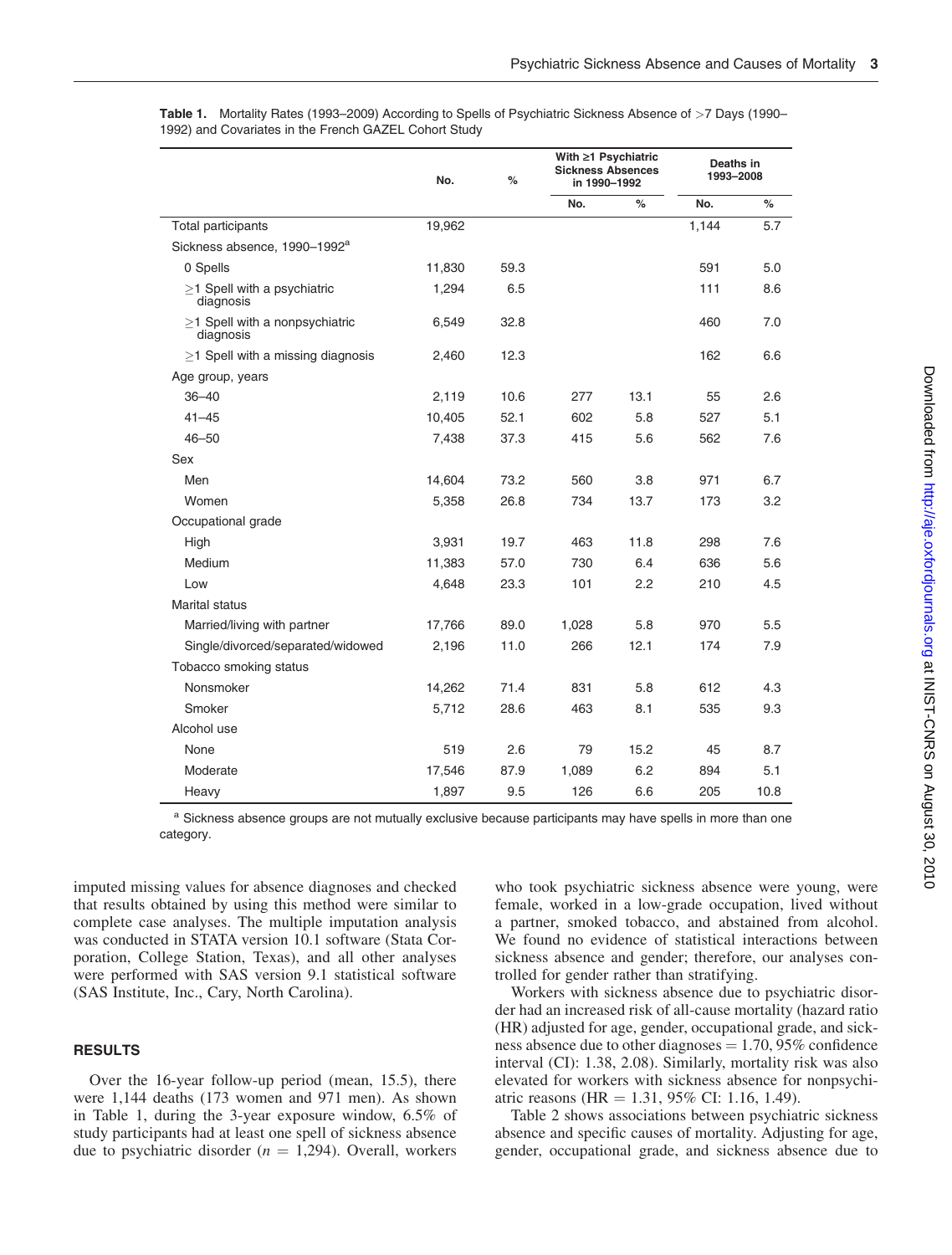**Table 1.** Mortality Rates (1993–2009) According to Spells of Psychiatric Sickness Absence of >7 Days (1990–1992) and Covariates in the French GAZEL Cohort Study

| | No. | % | With ≥1 Psychiatric Sickness Absences in 1990–1992 | | Deaths in 1993–2008 | |
|---|---|---|---|---|---|---|
| | | | No. | % | No. | % |
| Total participants | 19,962 | | | | 1,144 | 5.7 |
| Sickness absence, 1990–1992[a] | | | | | | |
| 0 Spells | 11,830 | 59.3 | | | 591 | 5.0 |
| ≥1 Spell with a psychiatric diagnosis | 1,294 | 6.5 | | | 111 | 8.6 |
| ≥1 Spell with a nonpsychiatric diagnosis | 6,549 | 32.8 | | | 460 | 7.0 |
| ≥1 Spell with a missing diagnosis | 2,460 | 12.3 | | | 162 | 6.6 |
| Age group, years | | | | | | |
| 36–40 | 2,119 | 10.6 | 277 | 13.1 | 55 | 2.6 |
| 41–45 | 10,405 | 52.1 | 602 | 5.8 | 527 | 5.1 |
| 46–50 | 7,438 | 37.3 | 415 | 5.6 | 562 | 7.6 |
| Sex | | | | | | |
| Men | 14,604 | 73.2 | 560 | 3.8 | 971 | 6.7 |
| Women | 5,358 | 26.8 | 734 | 13.7 | 173 | 3.2 |
| Occupational grade | | | | | | |
| High | 3,931 | 19.7 | 463 | 11.8 | 298 | 7.6 |
| Medium | 11,383 | 57.0 | 730 | 6.4 | 636 | 5.6 |
| Low | 4,648 | 23.3 | 101 | 2.2 | 210 | 4.5 |
| Marital status | | | | | | |
| Married/living with partner | 17,766 | 89.0 | 1,028 | 5.8 | 970 | 5.5 |
| Single/divorced/separated/widowed | 2,196 | 11.0 | 266 | 12.1 | 174 | 7.9 |
| Tobacco smoking status | | | | | | |
| Nonsmoker | 14,262 | 71.4 | 831 | 5.8 | 612 | 4.3 |
| Smoker | 5,712 | 28.6 | 463 | 8.1 | 535 | 9.3 |
| Alcohol use | | | | | | |
| None | 519 | 2.6 | 79 | 15.2 | 45 | 8.7 |
| Moderate | 17,546 | 87.9 | 1,089 | 6.2 | 894 | 5.1 |
| Heavy | 1,897 | 9.5 | 126 | 6.6 | 205 | 10.8 |

[a] Sickness absence groups are not mutually exclusive because participants may have spells in more than one category.

imputed missing values for absence diagnoses and checked that results obtained by using this method were similar to complete case analyses. The multiple imputation analysis was conducted in STATA version 10.1 software (Stata Corporation, College Station, Texas), and all other analyses were performed with SAS version 9.1 statistical software (SAS Institute, Inc., Cary, North Carolina).

## RESULTS

Over the 16-year follow-up period (mean, 15.5), there were 1,144 deaths (173 women and 971 men). As shown in Table 1, during the 3-year exposure window, 6.5% of study participants had at least one spell of sickness absence due to psychiatric disorder ($n$ = 1,294). Overall, workers who took psychiatric sickness absence were young, were female, worked in a low-grade occupation, lived without a partner, smoked tobacco, and abstained from alcohol. We found no evidence of statistical interactions between sickness absence and gender; therefore, our analyses controlled for gender rather than stratifying.

Workers with sickness absence due to psychiatric disorder had an increased risk of all-cause mortality (hazard ratio (HR) adjusted for age, gender, occupational grade, and sickness absence due to other diagnoses = 1.70, 95% confidence interval (CI): 1.38, 2.08). Similarly, mortality risk was also elevated for workers with sickness absence for nonpsychiatric reasons (HR = 1.31, 95% CI: 1.16, 1.49).

Table 2 shows associations between psychiatric sickness absence and specific causes of mortality. Adjusting for age, gender, occupational grade, and sickness absence due to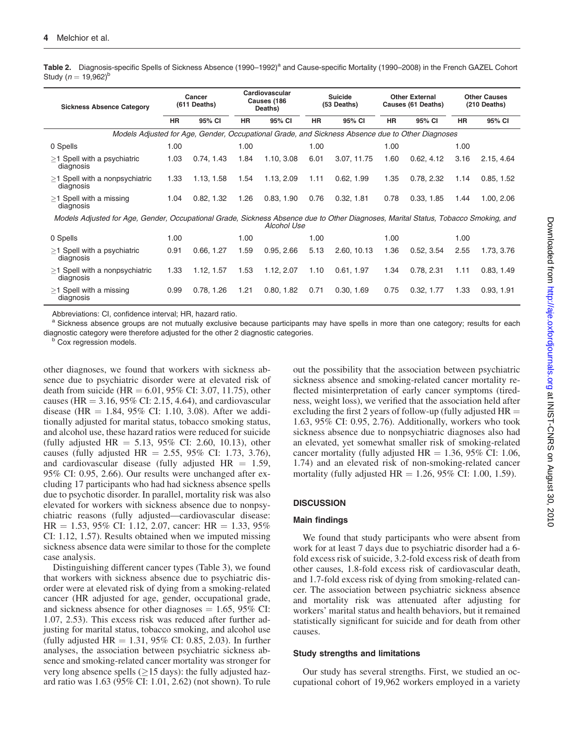**Table 2.** Diagnosis-specific Spells of Sickness Absence (1990–1992)[a] and Cause-specific Mortality (1990–2008) in the French GAZEL Cohort Study ($n = 19,962$)[b]

| Sickness Absence Category | Cancer (611 Deaths) | | Cardiovascular Causes (186 Deaths) | | Suicide (53 Deaths) | | Other External Causes (61 Deaths) | | Other Causes (210 Deaths) | |
|---|---|---|---|---|---|---|---|---|---|---|
| | HR | 95% CI | HR | 95% CI | HR | 95% CI | HR | 95% CI | HR | 95% CI |
| *Models Adjusted for Age, Gender, Occupational Grade, and Sickness Absence due to Other Diagnoses* | | | | | | | | | | |
| 0 Spells | 1.00 | | 1.00 | | 1.00 | | 1.00 | | 1.00 | |
| ≥1 Spell with a psychiatric diagnosis | 1.03 | 0.74, 1.43 | 1.84 | 1.10, 3.08 | 6.01 | 3.07, 11.75 | 1.60 | 0.62, 4.12 | 3.16 | 2.15, 4.64 |
| ≥1 Spell with a nonpsychiatric diagnosis | 1.33 | 1.13, 1.58 | 1.54 | 1.13, 2.09 | 1.11 | 0.62, 1.99 | 1.35 | 0.78, 2.32 | 1.14 | 0.85, 1.52 |
| ≥1 Spell with a missing diagnosis | 1.04 | 0.82, 1.32 | 1.26 | 0.83, 1.90 | 0.76 | 0.32, 1.81 | 0.78 | 0.33, 1.85 | 1.44 | 1.00, 2.06 |
| *Models Adjusted for Age, Gender, Occupational Grade, Sickness Absence due to Other Diagnoses, Marital Status, Tobacco Smoking, and Alcohol Use* | | | | | | | | | | |
| 0 Spells | 1.00 | | 1.00 | | 1.00 | | 1.00 | | 1.00 | |
| ≥1 Spell with a psychiatric diagnosis | 0.91 | 0.66, 1.27 | 1.59 | 0.95, 2.66 | 5.13 | 2.60, 10.13 | 1.36 | 0.52, 3.54 | 2.55 | 1.73, 3.76 |
| ≥1 Spell with a nonpsychiatric diagnosis | 1.33 | 1.12, 1.57 | 1.53 | 1.12, 2.07 | 1.10 | 0.61, 1.97 | 1.34 | 0.78, 2.31 | 1.11 | 0.83, 1.49 |
| ≥1 Spell with a missing diagnosis | 0.99 | 0.78, 1.26 | 1.21 | 0.80, 1.82 | 0.71 | 0.30, 1.69 | 0.75 | 0.32, 1.77 | 1.33 | 0.93, 1.91 |

Abbreviations: CI, confidence interval; HR, hazard ratio.
[a] Sickness absence groups are not mutually exclusive because participants may have spells in more than one category; results for each diagnostic category were therefore adjusted for the other 2 diagnostic categories.
[b] Cox regression models.

other diagnoses, we found that workers with sickness absence due to psychiatric disorder were at elevated risk of death from suicide (HR = 6.01, 95% CI: 3.07, 11.75), other causes (HR = 3.16, 95% CI: 2.15, 4.64), and cardiovascular disease (HR = 1.84, 95% CI: 1.10, 3.08). After we additionally adjusted for marital status, tobacco smoking status, and alcohol use, these hazard ratios were reduced for suicide (fully adjusted HR = 5.13, 95% CI: 2.60, 10.13), other causes (fully adjusted HR = 2.55, 95% CI: 1.73, 3.76), and cardiovascular disease (fully adjusted HR = 1.59, 95% CI: 0.95, 2.66). Our results were unchanged after excluding 17 participants who had had sickness absence spells due to psychotic disorder. In parallel, mortality risk was also elevated for workers with sickness absence due to nonpsychiatric reasons (fully adjusted—cardiovascular disease: HR = 1.53, 95% CI: 1.12, 2.07, cancer: HR = 1.33, 95% CI: 1.12, 1.57). Results obtained when we imputed missing sickness absence data were similar to those for the complete case analysis.

Distinguishing different cancer types (Table 3), we found that workers with sickness absence due to psychiatric disorder were at elevated risk of dying from a smoking-related cancer (HR adjusted for age, gender, occupational grade, and sickness absence for other diagnoses = 1.65, 95% CI: 1.07, 2.53). This excess risk was reduced after further adjusting for marital status, tobacco smoking, and alcohol use (fully adjusted HR = 1.31, 95% CI: 0.85, 2.03). In further analyses, the association between psychiatric sickness absence and smoking-related cancer mortality was stronger for very long absence spells (≥15 days): the fully adjusted hazard ratio was 1.63 (95% CI: 1.01, 2.62) (not shown). To rule out the possibility that the association between psychiatric sickness absence and smoking-related cancer mortality reflected misinterpretation of early cancer symptoms (tiredness, weight loss), we verified that the association held after excluding the first 2 years of follow-up (fully adjusted HR = 1.63, 95% CI: 0.95, 2.76). Additionally, workers who took sickness absence due to nonpsychiatric diagnoses also had an elevated, yet somewhat smaller risk of smoking-related cancer mortality (fully adjusted HR = 1.36, 95% CI: 1.06, 1.74) and an elevated risk of non-smoking-related cancer mortality (fully adjusted HR = 1.26, 95% CI: 1.00, 1.59).

## DISCUSSION

### Main findings

We found that study participants who were absent from work for at least 7 days due to psychiatric disorder had a 6-fold excess risk of suicide, 3.2-fold excess risk of death from other causes, 1.8-fold excess risk of cardiovascular death, and 1.7-fold excess risk of dying from smoking-related cancer. The association between psychiatric sickness absence and mortality risk was attenuated after adjusting for workers' marital status and health behaviors, but it remained statistically significant for suicide and for death from other causes.

### Study strengths and limitations

Our study has several strengths. First, we studied an occupational cohort of 19,962 workers employed in a variety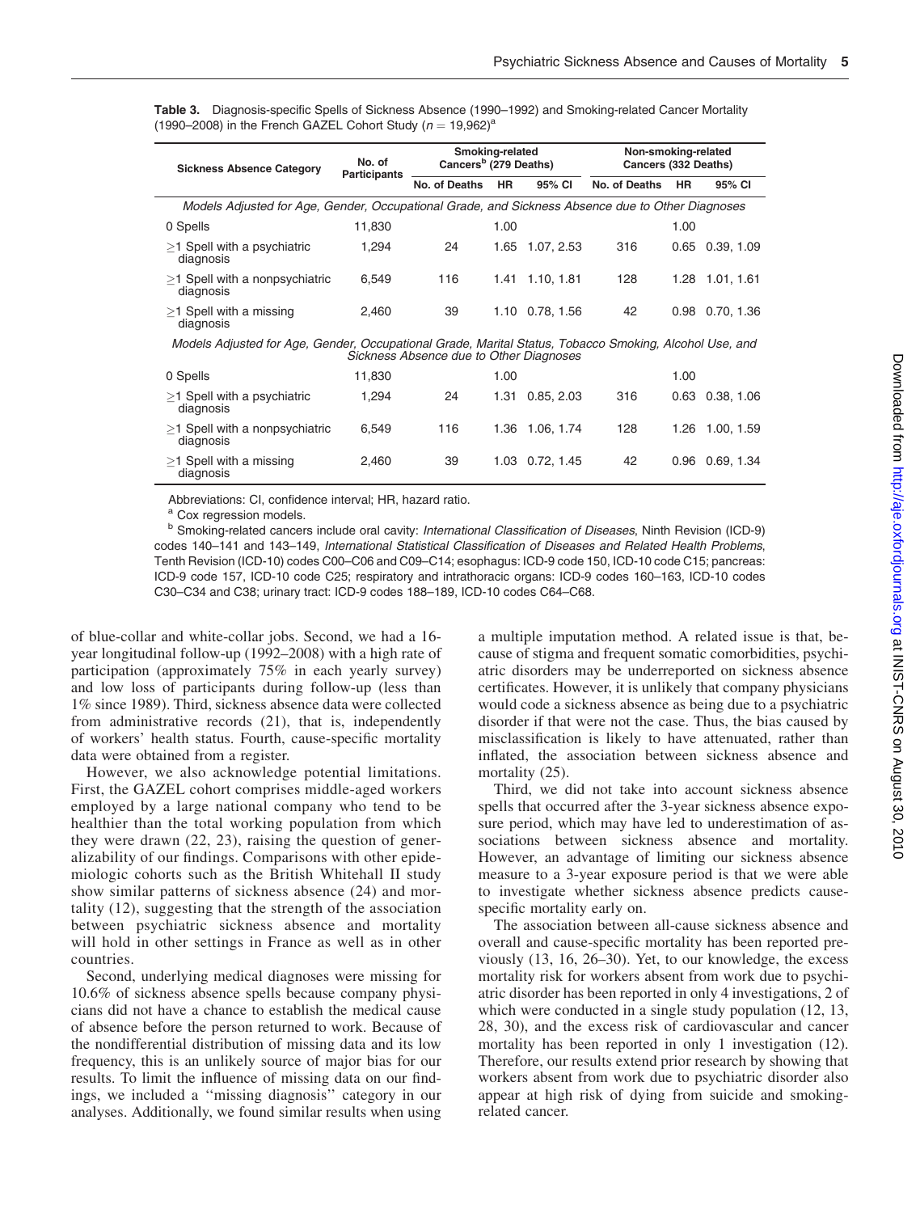**Table 3.** Diagnosis-specific Spells of Sickness Absence (1990–1992) and Smoking-related Cancer Mortality (1990–2008) in the French GAZEL Cohort Study ($n = 19,962$)[a]

| Sickness Absence Category | No. of Participants | Smoking-related Cancers[b] (279 Deaths) | | | Non-smoking-related Cancers (332 Deaths) | | |
|---|---|---|---|---|---|---|---|
| | | No. of Deaths | HR | 95% CI | No. of Deaths | HR | 95% CI |
| *Models Adjusted for Age, Gender, Occupational Grade, and Sickness Absence due to Other Diagnoses* | | | | | | | |
| 0 Spells | 11,830 | | 1.00 | | | 1.00 | |
| ≥1 Spell with a psychiatric diagnosis | 1,294 | 24 | 1.65 | 1.07, 2.53 | 316 | 0.65 | 0.39, 1.09 |
| ≥1 Spell with a nonpsychiatric diagnosis | 6,549 | 116 | 1.41 | 1.10, 1.81 | 128 | 1.28 | 1.01, 1.61 |
| ≥1 Spell with a missing diagnosis | 2,460 | 39 | 1.10 | 0.78, 1.56 | 42 | 0.98 | 0.70, 1.36 |
| *Models Adjusted for Age, Gender, Occupational Grade, Marital Status, Tobacco Smoking, Alcohol Use, and Sickness Absence due to Other Diagnoses* | | | | | | | |
| 0 Spells | 11,830 | | 1.00 | | | 1.00 | |
| ≥1 Spell with a psychiatric diagnosis | 1,294 | 24 | 1.31 | 0.85, 2.03 | 316 | 0.63 | 0.38, 1.06 |
| ≥1 Spell with a nonpsychiatric diagnosis | 6,549 | 116 | 1.36 | 1.06, 1.74 | 128 | 1.26 | 1.00, 1.59 |
| ≥1 Spell with a missing diagnosis | 2,460 | 39 | 1.03 | 0.72, 1.45 | 42 | 0.96 | 0.69, 1.34 |

Abbreviations: CI, confidence interval; HR, hazard ratio.

[a] Cox regression models.

[b] Smoking-related cancers include oral cavity: *International Classification of Diseases*, Ninth Revision (ICD-9) codes 140–141 and 143–149, *International Statistical Classification of Diseases and Related Health Problems*, Tenth Revision (ICD-10) codes C00–C06 and C09–C14; esophagus: ICD-9 code 150, ICD-10 code C15; pancreas: ICD-9 code 157, ICD-10 code C25; respiratory and intrathoracic organs: ICD-9 codes 160–163, ICD-10 codes C30–C34 and C38; urinary tract: ICD-9 codes 188–189, ICD-10 codes C64–C68.

of blue-collar and white-collar jobs. Second, we had a 16-year longitudinal follow-up (1992–2008) with a high rate of participation (approximately 75% in each yearly survey) and low loss of participants during follow-up (less than 1% since 1989). Third, sickness absence data were collected from administrative records (21), that is, independently of workers' health status. Fourth, cause-specific mortality data were obtained from a register.

However, we also acknowledge potential limitations. First, the GAZEL cohort comprises middle-aged workers employed by a large national company who tend to be healthier than the total working population from which they were drawn (22, 23), raising the question of generalizability of our findings. Comparisons with other epidemiologic cohorts such as the British Whitehall II study show similar patterns of sickness absence (24) and mortality (12), suggesting that the strength of the association between psychiatric sickness absence and mortality will hold in other settings in France as well as in other countries.

Second, underlying medical diagnoses were missing for 10.6% of sickness absence spells because company physicians did not have a chance to establish the medical cause of absence before the person returned to work. Because of the nondifferential distribution of missing data and its low frequency, this is an unlikely source of major bias for our results. To limit the influence of missing data on our findings, we included a "missing diagnosis" category in our analyses. Additionally, we found similar results when using a multiple imputation method. A related issue is that, because of stigma and frequent somatic comorbidities, psychiatric disorders may be underreported on sickness absence certificates. However, it is unlikely that company physicians would code a sickness absence as being due to a psychiatric disorder if that were not the case. Thus, the bias caused by misclassification is likely to have attenuated, rather than inflated, the association between sickness absence and mortality (25).

Third, we did not take into account sickness absence spells that occurred after the 3-year sickness absence exposure period, which may have led to underestimation of associations between sickness absence and mortality. However, an advantage of limiting our sickness absence measure to a 3-year exposure period is that we were able to investigate whether sickness absence predicts cause-specific mortality early on.

The association between all-cause sickness absence and overall and cause-specific mortality has been reported previously (13, 16, 26–30). Yet, to our knowledge, the excess mortality risk for workers absent from work due to psychiatric disorder has been reported in only 4 investigations, 2 of which were conducted in a single study population (12, 13, 28, 30), and the excess risk of cardiovascular and cancer mortality has been reported in only 1 investigation (12). Therefore, our results extend prior research by showing that workers absent from work due to psychiatric disorder also appear at high risk of dying from suicide and smoking-related cancer.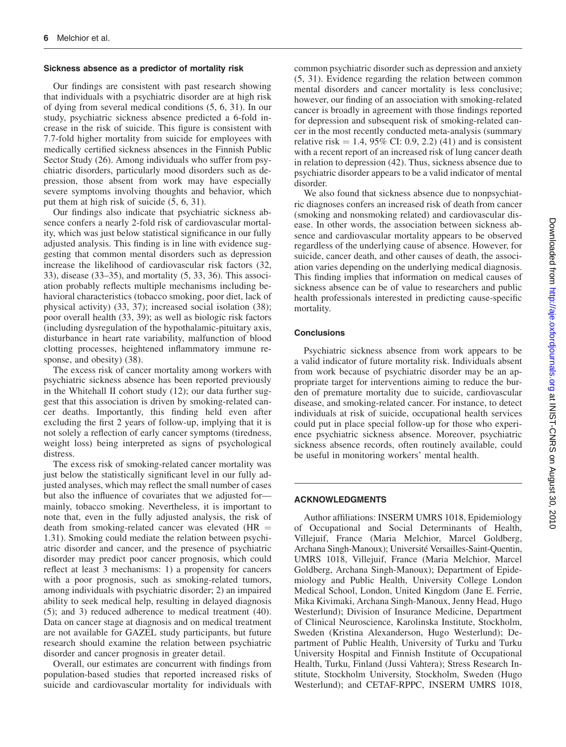### Sickness absence as a predictor of mortality risk

Our findings are consistent with past research showing that individuals with a psychiatric disorder are at high risk of dying from several medical conditions (5, 6, 31). In our study, psychiatric sickness absence predicted a 6-fold increase in the risk of suicide. This figure is consistent with 7.7-fold higher mortality from suicide for employees with medically certified sickness absences in the Finnish Public Sector Study (26). Among individuals who suffer from psychiatric disorders, particularly mood disorders such as depression, those absent from work may have especially severe symptoms involving thoughts and behavior, which put them at high risk of suicide (5, 6, 31).

Our findings also indicate that psychiatric sickness absence confers a nearly 2-fold risk of cardiovascular mortality, which was just below statistical significance in our fully adjusted analysis. This finding is in line with evidence suggesting that common mental disorders such as depression increase the likelihood of cardiovascular risk factors (32, 33), disease (33–35), and mortality (5, 33, 36). This association probably reflects multiple mechanisms including behavioral characteristics (tobacco smoking, poor diet, lack of physical activity) (33, 37); increased social isolation (38); poor overall health (33, 39); as well as biologic risk factors (including dysregulation of the hypothalamic-pituitary axis, disturbance in heart rate variability, malfunction of blood clotting processes, heightened inflammatory immune response, and obesity) (38).

The excess risk of cancer mortality among workers with psychiatric sickness absence has been reported previously in the Whitehall II cohort study (12); our data further suggest that this association is driven by smoking-related cancer deaths. Importantly, this finding held even after excluding the first 2 years of follow-up, implying that it is not solely a reflection of early cancer symptoms (tiredness, weight loss) being interpreted as signs of psychological distress.

The excess risk of smoking-related cancer mortality was just below the statistically significant level in our fully adjusted analyses, which may reflect the small number of cases but also the influence of covariates that we adjusted for—mainly, tobacco smoking. Nevertheless, it is important to note that, even in the fully adjusted analysis, the risk of death from smoking-related cancer was elevated (HR = 1.31). Smoking could mediate the relation between psychiatric disorder and cancer, and the presence of psychiatric disorder may predict poor cancer prognosis, which could reflect at least 3 mechanisms: 1) a propensity for cancers with a poor prognosis, such as smoking-related tumors, among individuals with psychiatric disorder; 2) an impaired ability to seek medical help, resulting in delayed diagnosis (5); and 3) reduced adherence to medical treatment (40). Data on cancer stage at diagnosis and on medical treatment are not available for GAZEL study participants, but future research should examine the relation between psychiatric disorder and cancer prognosis in greater detail.

Overall, our estimates are concurrent with findings from population-based studies that reported increased risks of suicide and cardiovascular mortality for individuals with common psychiatric disorder such as depression and anxiety (5, 31). Evidence regarding the relation between common mental disorders and cancer mortality is less conclusive; however, our finding of an association with smoking-related cancer is broadly in agreement with those findings reported for depression and subsequent risk of smoking-related cancer in the most recently conducted meta-analysis (summary relative risk = 1.4, 95% CI: 0.9, 2.2) (41) and is consistent with a recent report of an increased risk of lung cancer death in relation to depression (42). Thus, sickness absence due to psychiatric disorder appears to be a valid indicator of mental disorder.

We also found that sickness absence due to nonpsychiatric diagnoses confers an increased risk of death from cancer (smoking and nonsmoking related) and cardiovascular disease. In other words, the association between sickness absence and cardiovascular mortality appears to be observed regardless of the underlying cause of absence. However, for suicide, cancer death, and other causes of death, the association varies depending on the underlying medical diagnosis. This finding implies that information on medical causes of sickness absence can be of value to researchers and public health professionals interested in predicting cause-specific mortality.

### Conclusions

Psychiatric sickness absence from work appears to be a valid indicator of future mortality risk. Individuals absent from work because of psychiatric disorder may be an appropriate target for interventions aiming to reduce the burden of premature mortality due to suicide, cardiovascular disease, and smoking-related cancer. For instance, to detect individuals at risk of suicide, occupational health services could put in place special follow-up for those who experience psychiatric sickness absence. Moreover, psychiatric sickness absence records, often routinely available, could be useful in monitoring workers' mental health.

## ACKNOWLEDGMENTS

Author affiliations: INSERM UMRS 1018, Epidemiology of Occupational and Social Determinants of Health, Villejuif, France (Maria Melchior, Marcel Goldberg, Archana Singh-Manoux); Université Versailles-Saint-Quentin, UMRS 1018, Villejuif, France (Maria Melchior, Marcel Goldberg, Archana Singh-Manoux); Department of Epidemiology and Public Health, University College London Medical School, London, United Kingdom (Jane E. Ferrie, Mika Kivimaki, Archana Singh-Manoux, Jenny Head, Hugo Westerlund); Division of Insurance Medicine, Department of Clinical Neuroscience, Karolinska Institute, Stockholm, Sweden (Kristina Alexanderson, Hugo Westerlund); Department of Public Health, University of Turku and Turku University Hospital and Finnish Institute of Occupational Health, Turku, Finland (Jussi Vahtera); Stress Research Institute, Stockholm University, Stockholm, Sweden (Hugo Westerlund); and CETAF-RPPC, INSERM UMRS 1018,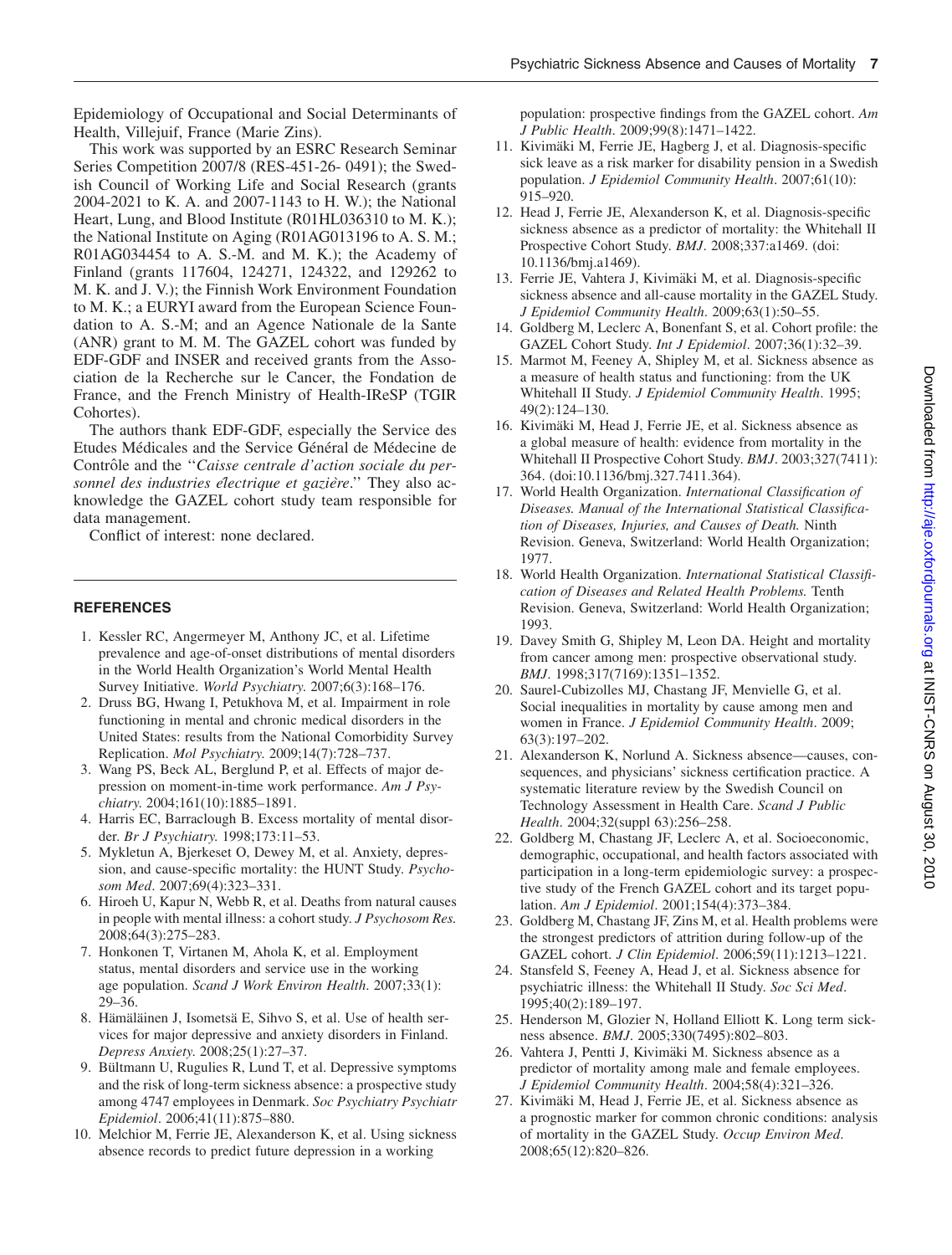Epidemiology of Occupational and Social Determinants of Health, Villejuif, France (Marie Zins).

This work was supported by an ESRC Research Seminar Series Competition 2007/8 (RES-451-26- 0491); the Swedish Council of Working Life and Social Research (grants 2004-2021 to K. A. and 2007-1143 to H. W.); the National Heart, Lung, and Blood Institute (R01HL036310 to M. K.); the National Institute on Aging (R01AG013196 to A. S. M.; R01AG034454 to A. S.-M. and M. K.); the Academy of Finland (grants 117604, 124271, 124322, and 129262 to M. K. and J. V.); the Finnish Work Environment Foundation to M. K.; a EURYI award from the European Science Foundation to A. S.-M; and an Agence Nationale de la Sante (ANR) grant to M. M. The GAZEL cohort was funded by EDF-GDF and INSER and received grants from the Association de la Recherche sur le Cancer, the Fondation de France, and the French Ministry of Health-IReSP (TGIR Cohortes).

The authors thank EDF-GDF, especially the Service des Etudes Médicales and the Service Général de Médecine de Contrôle and the ''*Caisse centrale d'action sociale du personnel des industries électrique et gazière*.'' They also acknowledge the GAZEL cohort study team responsible for data management.

Conflict of interest: none declared.

## REFERENCES

1. Kessler RC, Angermeyer M, Anthony JC, et al. Lifetime prevalence and age-of-onset distributions of mental disorders in the World Health Organization's World Mental Health Survey Initiative. *World Psychiatry.* 2007;6(3):168–176.
2. Druss BG, Hwang I, Petukhova M, et al. Impairment in role functioning in mental and chronic medical disorders in the United States: results from the National Comorbidity Survey Replication. *Mol Psychiatry.* 2009;14(7):728–737.
3. Wang PS, Beck AL, Berglund P, et al. Effects of major depression on moment-in-time work performance. *Am J Psychiatry.* 2004;161(10):1885–1891.
4. Harris EC, Barraclough B. Excess mortality of mental disorder. *Br J Psychiatry.* 1998;173:11–53.
5. Mykletun A, Bjerkeset O, Dewey M, et al. Anxiety, depression, and cause-specific mortality: the HUNT Study. *Psychosom Med*. 2007;69(4):323–331.
6. Hiroeh U, Kapur N, Webb R, et al. Deaths from natural causes in people with mental illness: a cohort study. *J Psychosom Res.* 2008;64(3):275–283.
7. Honkonen T, Virtanen M, Ahola K, et al. Employment status, mental disorders and service use in the working age population. *Scand J Work Environ Health*. 2007;33(1): 29–36.
8. Hämäläinen J, Isometsä E, Sihvo S, et al. Use of health services for major depressive and anxiety disorders in Finland. *Depress Anxiety.* 2008;25(1):27–37.
9. Bültmann U, Rugulies R, Lund T, et al. Depressive symptoms and the risk of long-term sickness absence: a prospective study among 4747 employees in Denmark. *Soc Psychiatry Psychiatr Epidemiol*. 2006;41(11):875–880.
10. Melchior M, Ferrie JE, Alexanderson K, et al. Using sickness absence records to predict future depression in a working population: prospective findings from the GAZEL cohort. *Am J Public Health*. 2009;99(8):1471–1422.
11. Kivimäki M, Ferrie JE, Hagberg J, et al. Diagnosis-specific sick leave as a risk marker for disability pension in a Swedish population. *J Epidemiol Community Health*. 2007;61(10): 915–920.
12. Head J, Ferrie JE, Alexanderson K, et al. Diagnosis-specific sickness absence as a predictor of mortality: the Whitehall II Prospective Cohort Study. *BMJ*. 2008;337:a1469. (doi: 10.1136/bmj.a1469).
13. Ferrie JE, Vahtera J, Kivimäki M, et al. Diagnosis-specific sickness absence and all-cause mortality in the GAZEL Study. *J Epidemiol Community Health*. 2009;63(1):50–55.
14. Goldberg M, Leclerc A, Bonenfant S, et al. Cohort profile: the GAZEL Cohort Study. *Int J Epidemiol*. 2007;36(1):32–39.
15. Marmot M, Feeney A, Shipley M, et al. Sickness absence as a measure of health status and functioning: from the UK Whitehall II Study. *J Epidemiol Community Health*. 1995; 49(2):124–130.
16. Kivimäki M, Head J, Ferrie JE, et al. Sickness absence as a global measure of health: evidence from mortality in the Whitehall II Prospective Cohort Study. *BMJ*. 2003;327(7411): 364. (doi:10.1136/bmj.327.7411.364).
17. World Health Organization. *International Classification of Diseases. Manual of the International Statistical Classification of Diseases, Injuries, and Causes of Death.* Ninth Revision. Geneva, Switzerland: World Health Organization; 1977.
18. World Health Organization. *International Statistical Classification of Diseases and Related Health Problems.* Tenth Revision. Geneva, Switzerland: World Health Organization; 1993.
19. Davey Smith G, Shipley M, Leon DA. Height and mortality from cancer among men: prospective observational study. *BMJ*. 1998;317(7169):1351–1352.
20. Saurel-Cubizolles MJ, Chastang JF, Menvielle G, et al. Social inequalities in mortality by cause among men and women in France. *J Epidemiol Community Health*. 2009; 63(3):197–202.
21. Alexanderson K, Norlund A. Sickness absence—causes, consequences, and physicians' sickness certification practice. A systematic literature review by the Swedish Council on Technology Assessment in Health Care. *Scand J Public Health*. 2004;32(suppl 63):256–258.
22. Goldberg M, Chastang JF, Leclerc A, et al. Socioeconomic, demographic, occupational, and health factors associated with participation in a long-term epidemiologic survey: a prospective study of the French GAZEL cohort and its target population. *Am J Epidemiol*. 2001;154(4):373–384.
23. Goldberg M, Chastang JF, Zins M, et al. Health problems were the strongest predictors of attrition during follow-up of the GAZEL cohort. *J Clin Epidemiol*. 2006;59(11):1213–1221.
24. Stansfeld S, Feeney A, Head J, et al. Sickness absence for psychiatric illness: the Whitehall II Study. *Soc Sci Med*. 1995;40(2):189–197.
25. Henderson M, Glozier N, Holland Elliott K. Long term sickness absence. *BMJ*. 2005;330(7495):802–803.
26. Vahtera J, Pentti J, Kivimäki M. Sickness absence as a predictor of mortality among male and female employees. *J Epidemiol Community Health*. 2004;58(4):321–326.
27. Kivimäki M, Head J, Ferrie JE, et al. Sickness absence as a prognostic marker for common chronic conditions: analysis of mortality in the GAZEL Study. *Occup Environ Med*. 2008;65(12):820–826.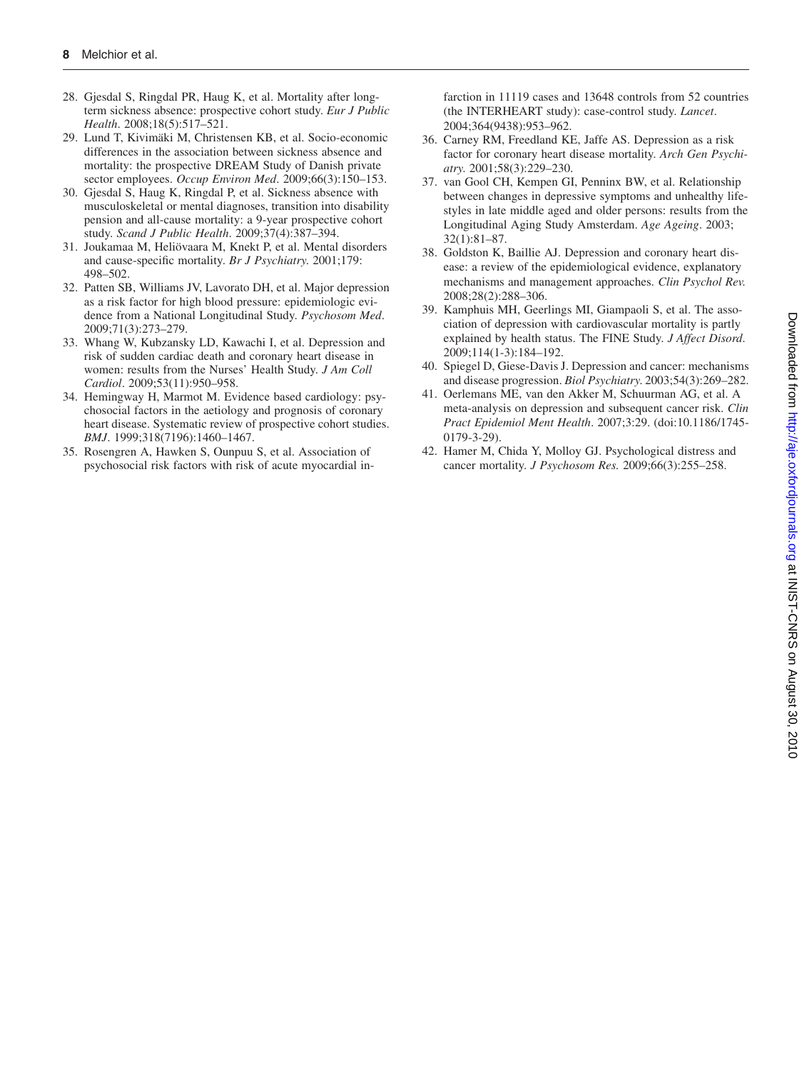28. Gjesdal S, Ringdal PR, Haug K, et al. Mortality after long-term sickness absence: prospective cohort study. *Eur J Public Health*. 2008;18(5):517–521.
29. Lund T, Kivimäki M, Christensen KB, et al. Socio-economic differences in the association between sickness absence and mortality: the prospective DREAM Study of Danish private sector employees. *Occup Environ Med*. 2009;66(3):150–153.
30. Gjesdal S, Haug K, Ringdal P, et al. Sickness absence with musculoskeletal or mental diagnoses, transition into disability pension and all-cause mortality: a 9-year prospective cohort study. *Scand J Public Health*. 2009;37(4):387–394.
31. Joukamaa M, Heliövaara M, Knekt P, et al. Mental disorders and cause-specific mortality. *Br J Psychiatry*. 2001;179: 498–502.
32. Patten SB, Williams JV, Lavorato DH, et al. Major depression as a risk factor for high blood pressure: epidemiologic evidence from a National Longitudinal Study. *Psychosom Med*. 2009;71(3):273–279.
33. Whang W, Kubzansky LD, Kawachi I, et al. Depression and risk of sudden cardiac death and coronary heart disease in women: results from the Nurses' Health Study. *J Am Coll Cardiol*. 2009;53(11):950–958.
34. Hemingway H, Marmot M. Evidence based cardiology: psychosocial factors in the aetiology and prognosis of coronary heart disease. Systematic review of prospective cohort studies. *BMJ*. 1999;318(7196):1460–1467.
35. Rosengren A, Hawken S, Ounpuu S, et al. Association of psychosocial risk factors with risk of acute myocardial infarction in 11119 cases and 13648 controls from 52 countries (the INTERHEART study): case-control study. *Lancet*. 2004;364(9438):953–962.
36. Carney RM, Freedland KE, Jaffe AS. Depression as a risk factor for coronary heart disease mortality. *Arch Gen Psychiatry*. 2001;58(3):229–230.
37. van Gool CH, Kempen GI, Penninx BW, et al. Relationship between changes in depressive symptoms and unhealthy lifestyles in late middle aged and older persons: results from the Longitudinal Aging Study Amsterdam. *Age Ageing*. 2003; 32(1):81–87.
38. Goldston K, Baillie AJ. Depression and coronary heart disease: a review of the epidemiological evidence, explanatory mechanisms and management approaches. *Clin Psychol Rev*. 2008;28(2):288–306.
39. Kamphuis MH, Geerlings MI, Giampaoli S, et al. The association of depression with cardiovascular mortality is partly explained by health status. The FINE Study. *J Affect Disord*. 2009;114(1-3):184–192.
40. Spiegel D, Giese-Davis J. Depression and cancer: mechanisms and disease progression. *Biol Psychiatry*. 2003;54(3):269–282.
41. Oerlemans ME, van den Akker M, Schuurman AG, et al. A meta-analysis on depression and subsequent cancer risk. *Clin Pract Epidemiol Ment Health*. 2007;3:29. (doi:10.1186/1745-0179-3-29).
42. Hamer M, Chida Y, Molloy GJ. Psychological distress and cancer mortality. *J Psychosom Res*. 2009;66(3):255–258.